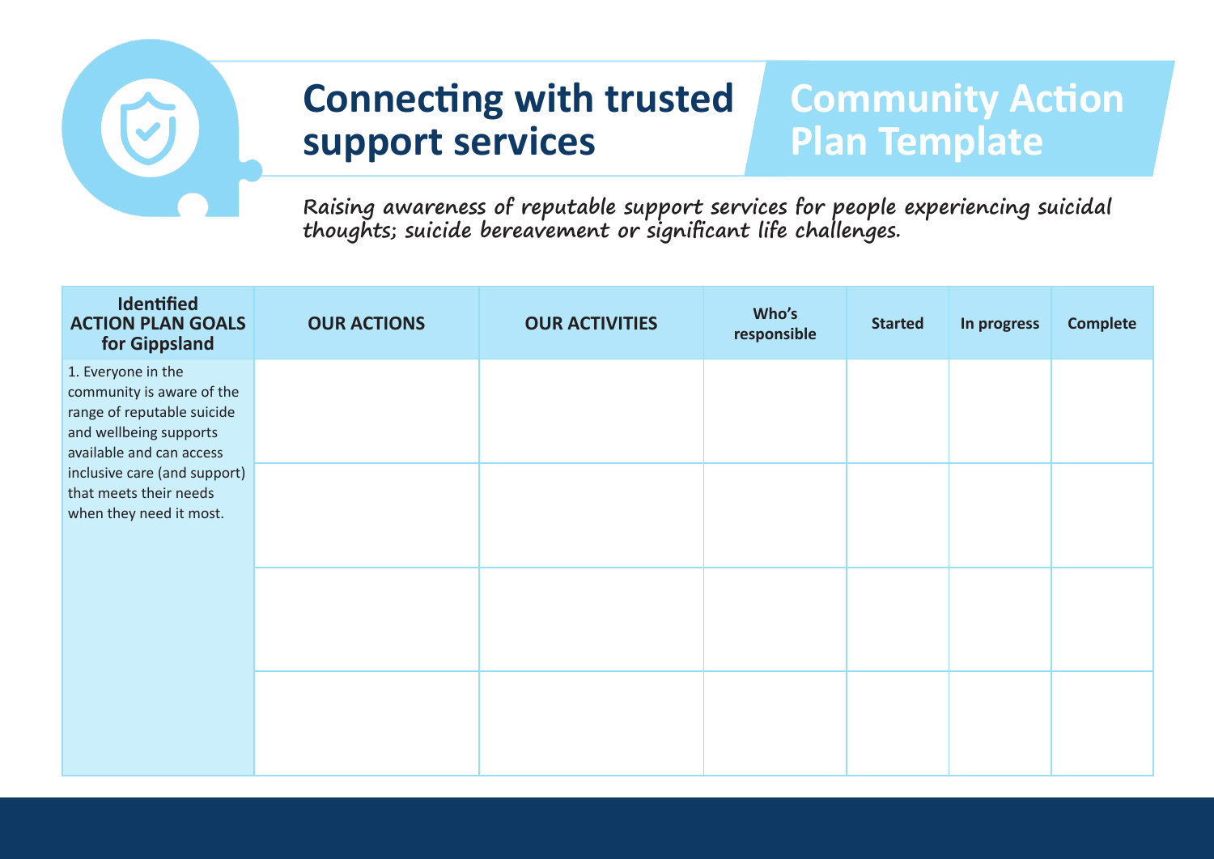# Connecting with trusted support services

## Community Action Plan Template

*Raising awareness of reputable support services for people experiencing suicidal thoughts; suicide bereavement or significant life challenges.*

| Identified ACTION PLAN GOALS for Gippsland | OUR ACTIONS | OUR ACTIVITIES | Who's responsible | Started | In progress | Complete |
|---|---|---|---|---|---|---|
| 1. Everyone in the community is aware of the range of reputable suicide and wellbeing supports available and can access inclusive care (and support) that meets their needs when they need it most. | | | | | | |
| | | | | | | |
| | | | | | | |
| | | | | | | |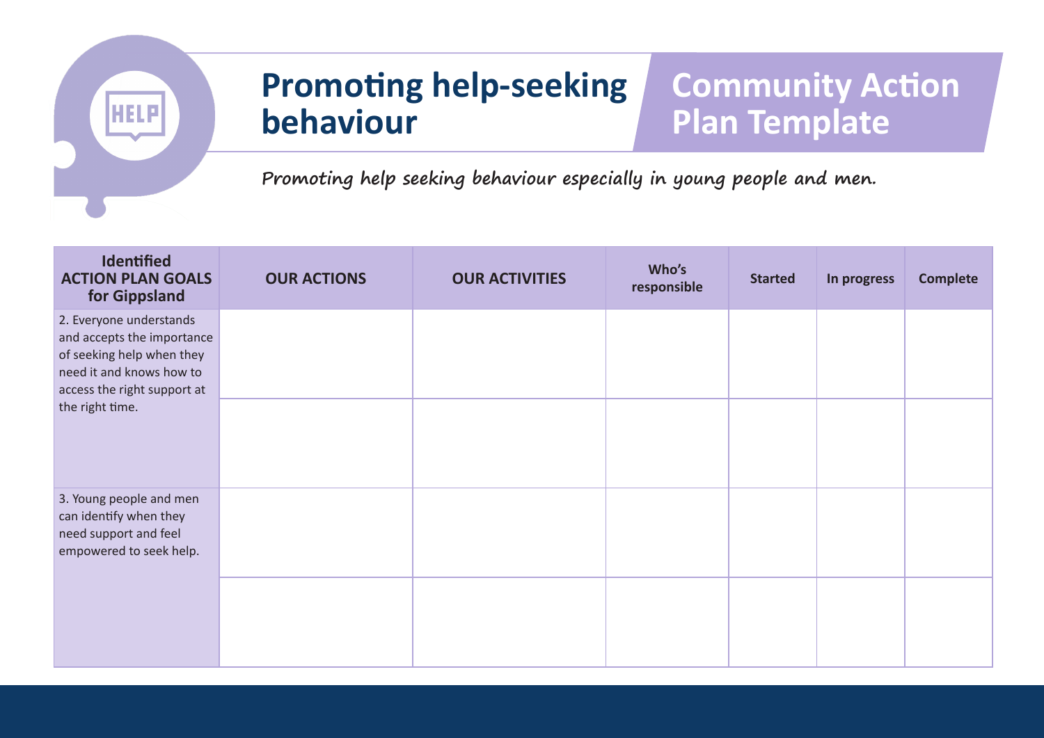# Promoting help-seeking behaviour

## Community Action Plan Template

*Promoting help seeking behaviour especially in young people and men.*

| Identified ACTION PLAN GOALS for Gippsland | OUR ACTIONS | OUR ACTIVITIES | Who's responsible | Started | In progress | Complete |
|---|---|---|---|---|---|---|
| 2. Everyone understands and accepts the importance of seeking help when they need it and knows how to access the right support at the right time. | | | | | | |
| | | | | | | |
| 3. Young people and men can identify when they need support and feel empowered to seek help. | | | | | | |
| | | | | | | |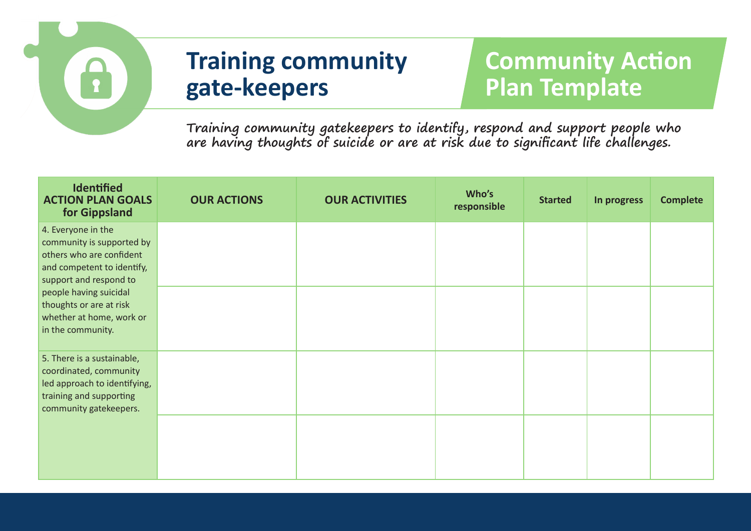# Training community gate-keepers

## Community Action Plan Template

Training community gatekeepers to identify, respond and support people who are having thoughts of suicide or are at risk due to significant life challenges.

| Identified ACTION PLAN GOALS for Gippsland | OUR ACTIONS | OUR ACTIVITIES | Who's responsible | Started | In progress | Complete |
|---|---|---|---|---|---|---|
| 4. Everyone in the community is supported by others who are confident and competent to identify, support and respond to people having suicidal thoughts or are at risk whether at home, work or in the community. | | | | | | |
| | | | | | | |
| 5. There is a sustainable, coordinated, community led approach to identifying, training and supporting community gatekeepers. | | | | | | |
| | | | | | | |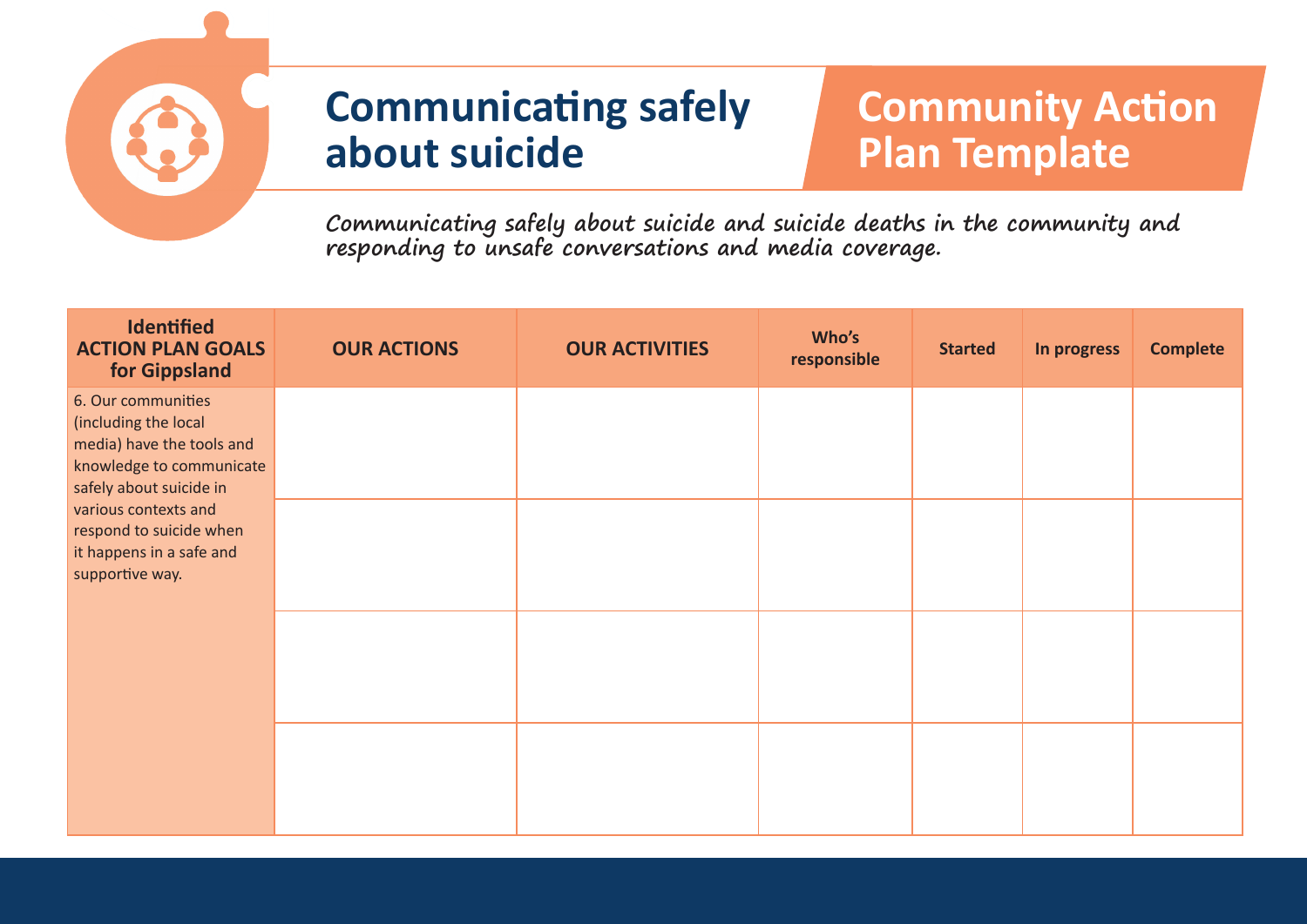# Communicating safely about suicide

## Community Action Plan Template

*Communicating safely about suicide and suicide deaths in the community and responding to unsafe conversations and media coverage.*

| Identified ACTION PLAN GOALS for Gippsland | OUR ACTIONS | OUR ACTIVITIES | Who's responsible | Started | In progress | Complete |
|---|---|---|---|---|---|---|
| 6. Our communities (including the local media) have the tools and knowledge to communicate safely about suicide in various contexts and respond to suicide when it happens in a safe and supportive way. | | | | | | |
| | | | | | | |
| | | | | | | |
| | | | | | | |